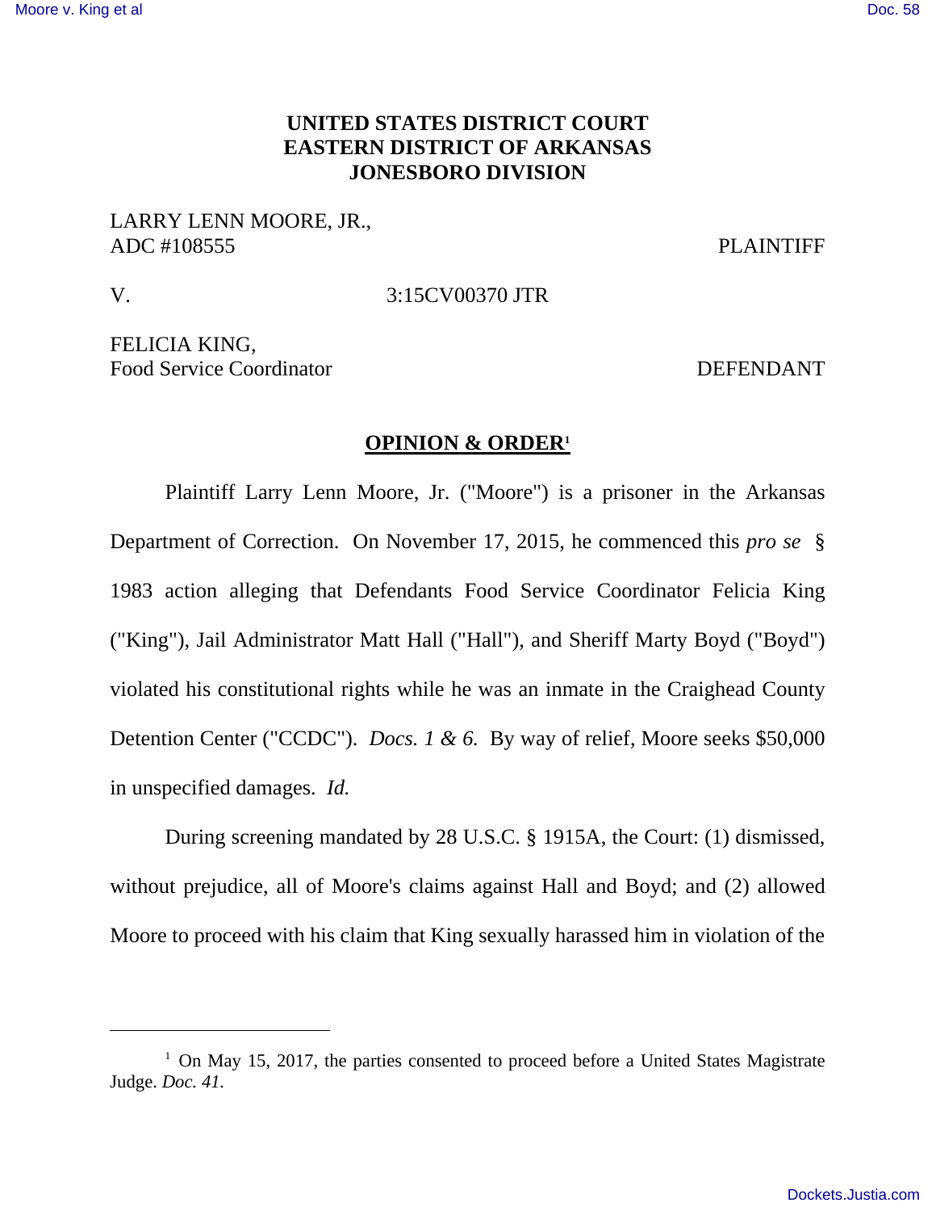# UNITED STATES DISTRICT COURT
# EASTERN DISTRICT OF ARKANSAS
# JONESBORO DIVISION

LARRY LENN MOORE, JR.,
ADC #108555 PLAINTIFF

V. 3:15CV00370 JTR

FELICIA KING,
Food Service Coordinator DEFENDANT

## OPINION & ORDER[1]

Plaintiff Larry Lenn Moore, Jr. ("Moore") is a prisoner in the Arkansas Department of Correction. On November 17, 2015, he commenced this *pro se* § 1983 action alleging that Defendants Food Service Coordinator Felicia King ("King"), Jail Administrator Matt Hall ("Hall"), and Sheriff Marty Boyd ("Boyd") violated his constitutional rights while he was an inmate in the Craighead County Detention Center ("CCDC"). *Docs. 1 & 6.* By way of relief, Moore seeks $50,000 in unspecified damages. *Id.*

During screening mandated by 28 U.S.C. § 1915A, the Court: (1) dismissed, without prejudice, all of Moore's claims against Hall and Boyd; and (2) allowed Moore to proceed with his claim that King sexually harassed him in violation of the

---

[1] On May 15, 2017, the parties consented to proceed before a United States Magistrate Judge. *Doc. 41.*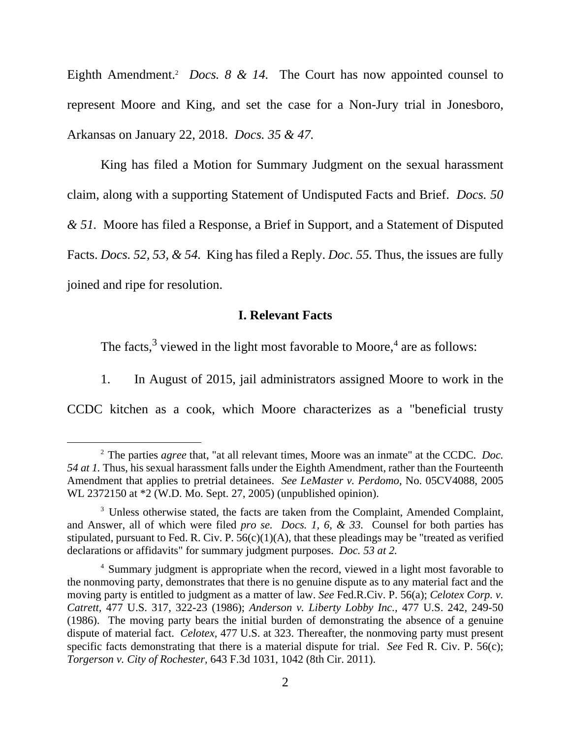Eighth Amendment.[2] *Docs. 8 & 14.* The Court has now appointed counsel to represent Moore and King, and set the case for a Non-Jury trial in Jonesboro, Arkansas on January 22, 2018. *Docs. 35 & 47.*

King has filed a Motion for Summary Judgment on the sexual harassment claim, along with a supporting Statement of Undisputed Facts and Brief. *Docs. 50 & 51.* Moore has filed a Response, a Brief in Support, and a Statement of Disputed Facts. *Docs. 52, 53, & 54.* King has filed a Reply. *Doc. 55.* Thus, the issues are fully joined and ripe for resolution.

## I. Relevant Facts

The facts,[3] viewed in the light most favorable to Moore,[4] are as follows:

1. In August of 2015, jail administrators assigned Moore to work in the CCDC kitchen as a cook, which Moore characterizes as a "beneficial trusty

---

[2] The parties *agree* that, "at all relevant times, Moore was an inmate" at the CCDC. *Doc. 54 at 1.* Thus, his sexual harassment falls under the Eighth Amendment, rather than the Fourteenth Amendment that applies to pretrial detainees. *See LeMaster v. Perdomo,* No. 05CV4088, 2005 WL 2372150 at *2 (W.D. Mo. Sept. 27, 2005) (unpublished opinion).

[3] Unless otherwise stated, the facts are taken from the Complaint, Amended Complaint, and Answer, all of which were filed *pro se. Docs. 1, 6, & 33.* Counsel for both parties has stipulated, pursuant to Fed. R. Civ. P. 56(c)(1)(A), that these pleadings may be "treated as verified declarations or affidavits" for summary judgment purposes. *Doc. 53 at 2.*

[4] Summary judgment is appropriate when the record, viewed in a light most favorable to the nonmoving party, demonstrates that there is no genuine dispute as to any material fact and the moving party is entitled to judgment as a matter of law. *See* Fed.R.Civ. P. 56(a); *Celotex Corp. v. Catrett*, 477 U.S. 317, 322-23 (1986); *Anderson v. Liberty Lobby Inc.,* 477 U.S. 242, 249-50 (1986). The moving party bears the initial burden of demonstrating the absence of a genuine dispute of material fact. *Celotex,* 477 U.S. at 323. Thereafter, the nonmoving party must present specific facts demonstrating that there is a material dispute for trial. *See* Fed R. Civ. P. 56(c); *Torgerson v. City of Rochester,* 643 F.3d 1031, 1042 (8th Cir. 2011).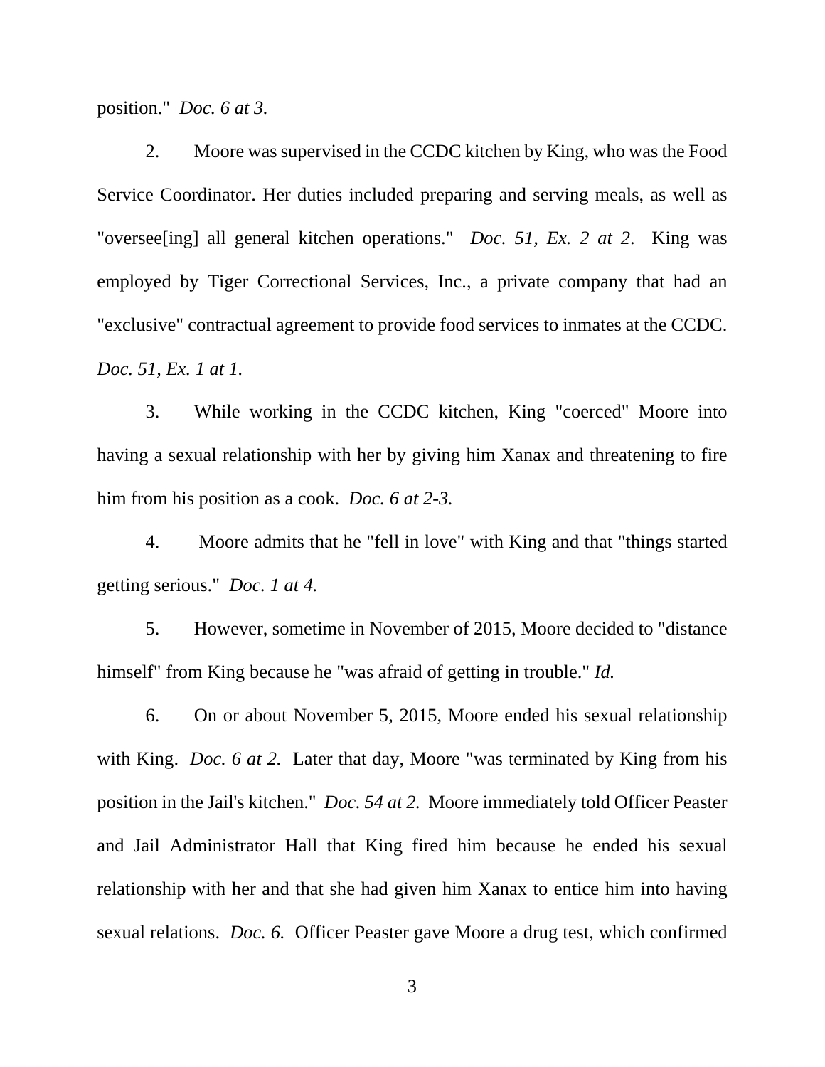position." *Doc. 6 at 3.*

2. Moore was supervised in the CCDC kitchen by King, who was the Food Service Coordinator. Her duties included preparing and serving meals, as well as "oversee[ing] all general kitchen operations." *Doc. 51, Ex. 2 at 2.* King was employed by Tiger Correctional Services, Inc., a private company that had an "exclusive" contractual agreement to provide food services to inmates at the CCDC. *Doc. 51, Ex. 1 at 1.*

3. While working in the CCDC kitchen, King "coerced" Moore into having a sexual relationship with her by giving him Xanax and threatening to fire him from his position as a cook. *Doc. 6 at 2-3.*

4. Moore admits that he "fell in love" with King and that "things started getting serious." *Doc. 1 at 4.*

5. However, sometime in November of 2015, Moore decided to "distance himself" from King because he "was afraid of getting in trouble." *Id.*

6. On or about November 5, 2015, Moore ended his sexual relationship with King. *Doc. 6 at 2.* Later that day, Moore "was terminated by King from his position in the Jail's kitchen." *Doc. 54 at 2.* Moore immediately told Officer Peaster and Jail Administrator Hall that King fired him because he ended his sexual relationship with her and that she had given him Xanax to entice him into having sexual relations. *Doc. 6.* Officer Peaster gave Moore a drug test, which confirmed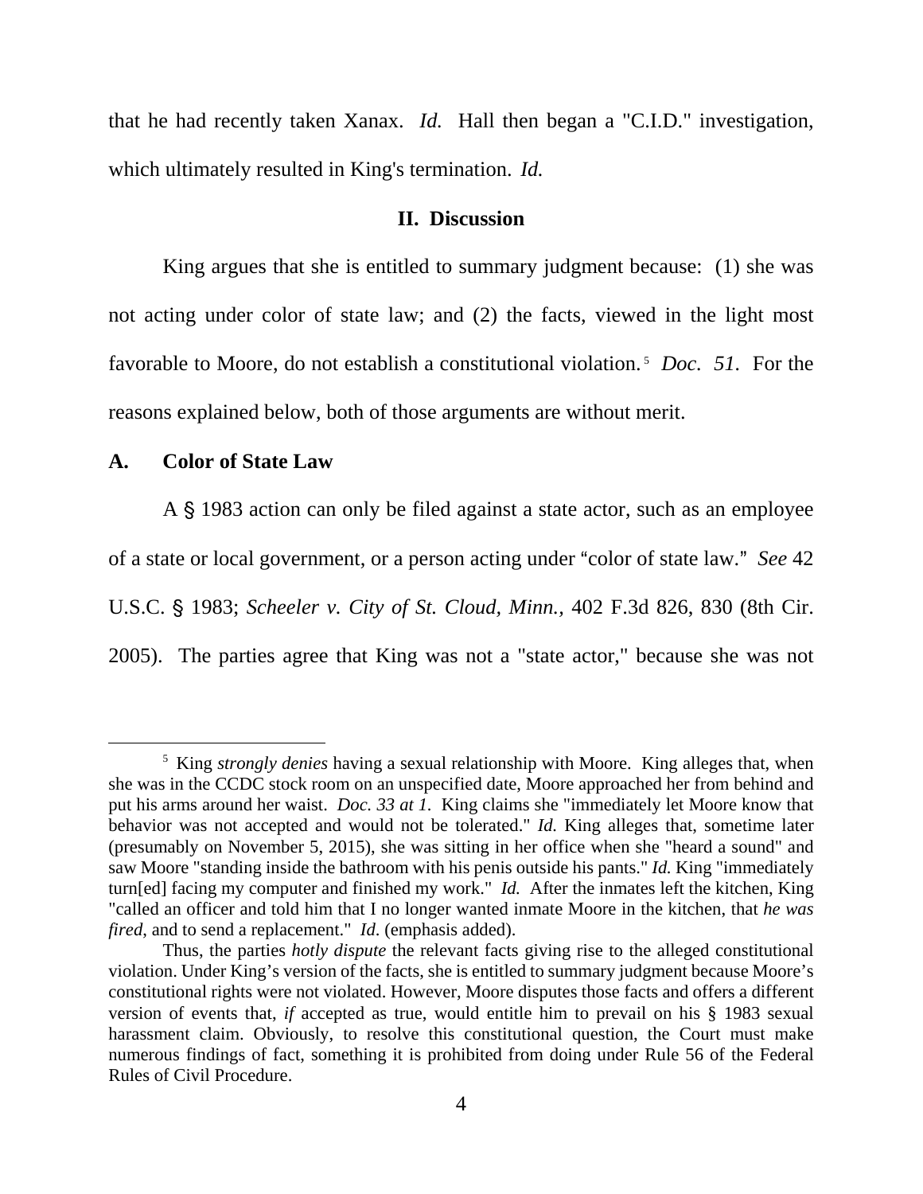that he had recently taken Xanax. *Id.* Hall then began a "C.I.D." investigation, which ultimately resulted in King's termination. *Id.*

## II. Discussion

King argues that she is entitled to summary judgment because: (1) she was not acting under color of state law; and (2) the facts, viewed in the light most favorable to Moore, do not establish a constitutional violation.[5] *Doc. 51.* For the reasons explained below, both of those arguments are without merit.

### A. Color of State Law

A § 1983 action can only be filed against a state actor, such as an employee of a state or local government, or a person acting under "color of state law." *See* 42 U.S.C. § 1983; *Scheeler v. City of St. Cloud, Minn.*, 402 F.3d 826, 830 (8th Cir. 2005). The parties agree that King was not a "state actor," because she was not

---

[5] King *strongly denies* having a sexual relationship with Moore. King alleges that, when she was in the CCDC stock room on an unspecified date, Moore approached her from behind and put his arms around her waist. *Doc. 33 at 1.* King claims she "immediately let Moore know that behavior was not accepted and would not be tolerated." *Id.* King alleges that, sometime later (presumably on November 5, 2015), she was sitting in her office when she "heard a sound" and saw Moore "standing inside the bathroom with his penis outside his pants." *Id.* King "immediately turn[ed] facing my computer and finished my work." *Id.* After the inmates left the kitchen, King "called an officer and told him that I no longer wanted inmate Moore in the kitchen, that *he was fired*, and to send a replacement." *Id.* (emphasis added).

Thus, the parties *hotly dispute* the relevant facts giving rise to the alleged constitutional violation. Under King's version of the facts, she is entitled to summary judgment because Moore's constitutional rights were not violated. However, Moore disputes those facts and offers a different version of events that, *if* accepted as true, would entitle him to prevail on his § 1983 sexual harassment claim. Obviously, to resolve this constitutional question, the Court must make numerous findings of fact, something it is prohibited from doing under Rule 56 of the Federal Rules of Civil Procedure.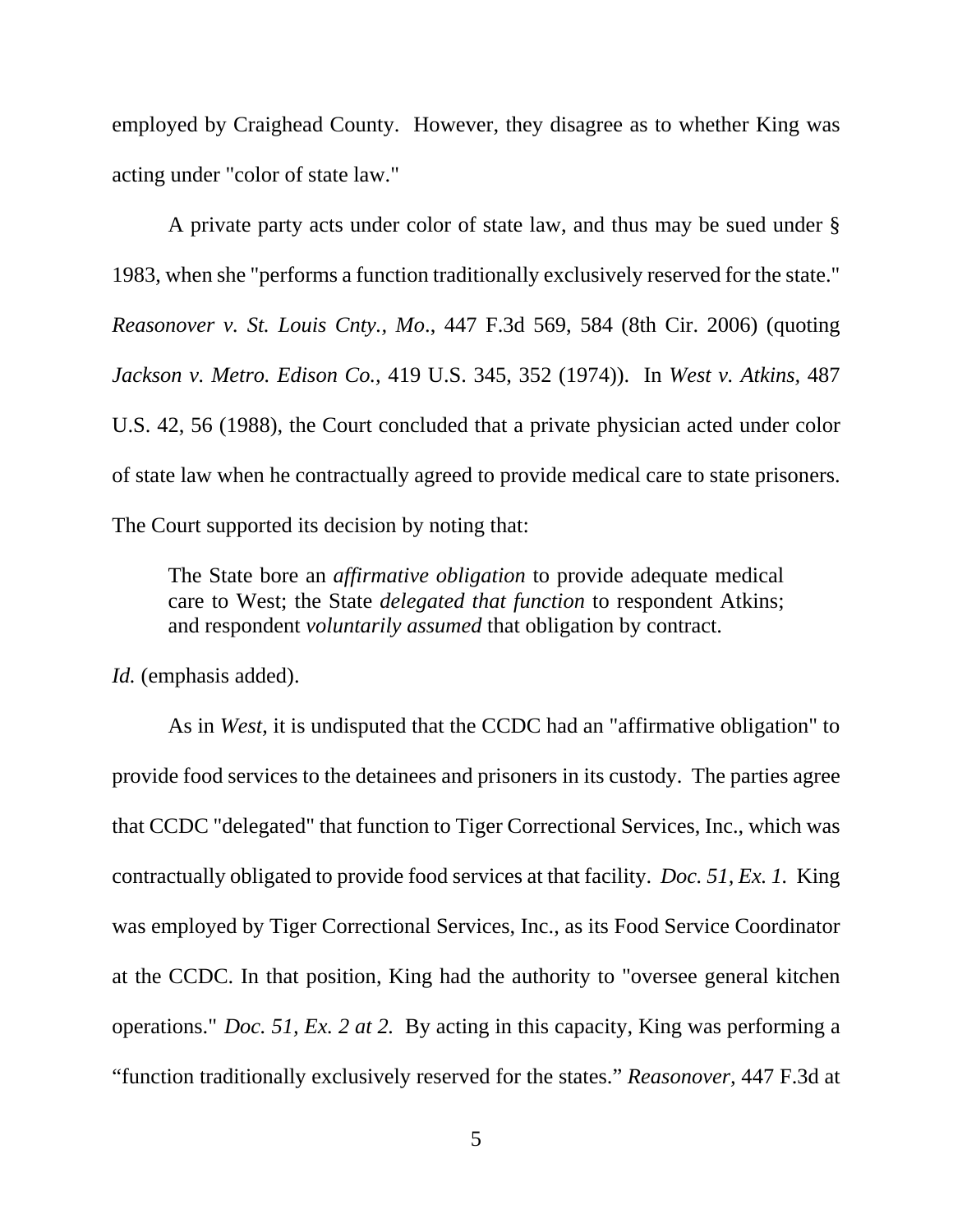employed by Craighead County. However, they disagree as to whether King was acting under "color of state law."

A private party acts under color of state law, and thus may be sued under § 1983, when she "performs a function traditionally exclusively reserved for the state." *Reasonover v. St. Louis Cnty., Mo.*, 447 F.3d 569, 584 (8th Cir. 2006) (quoting *Jackson v. Metro. Edison Co.,* 419 U.S. 345, 352 (1974)). In *West v. Atkins,* 487 U.S. 42, 56 (1988), the Court concluded that a private physician acted under color of state law when he contractually agreed to provide medical care to state prisoners. The Court supported its decision by noting that:

> The State bore an *affirmative obligation* to provide adequate medical care to West; the State *delegated that function* to respondent Atkins; and respondent *voluntarily assumed* that obligation by contract.

*Id.* (emphasis added).

As in *West*, it is undisputed that the CCDC had an "affirmative obligation" to provide food services to the detainees and prisoners in its custody. The parties agree that CCDC "delegated" that function to Tiger Correctional Services, Inc., which was contractually obligated to provide food services at that facility. *Doc. 51, Ex. 1.* King was employed by Tiger Correctional Services, Inc., as its Food Service Coordinator at the CCDC. In that position, King had the authority to "oversee general kitchen operations." *Doc. 51, Ex. 2 at 2.* By acting in this capacity, King was performing a "function traditionally exclusively reserved for the states." *Reasonover,* 447 F.3d at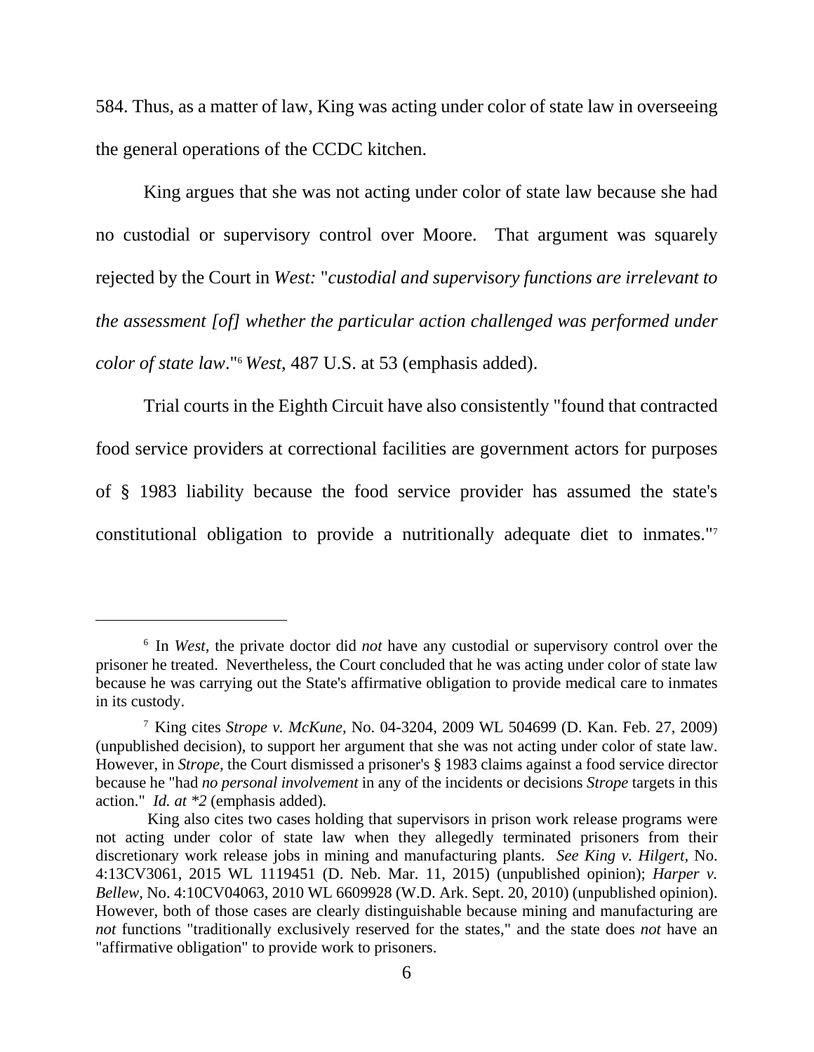584. Thus, as a matter of law, King was acting under color of state law in overseeing the general operations of the CCDC kitchen.

King argues that she was not acting under color of state law because she had no custodial or supervisory control over Moore. That argument was squarely rejected by the Court in *West:* "*custodial and supervisory functions are irrelevant to the assessment [of] whether the particular action challenged was performed under color of state law*."[6] *West*, 487 U.S. at 53 (emphasis added).

Trial courts in the Eighth Circuit have also consistently "found that contracted food service providers at correctional facilities are government actors for purposes of § 1983 liability because the food service provider has assumed the state's constitutional obligation to provide a nutritionally adequate diet to inmates."[7]

---

[6] In *West*, the private doctor did *not* have any custodial or supervisory control over the prisoner he treated. Nevertheless, the Court concluded that he was acting under color of state law because he was carrying out the State's affirmative obligation to provide medical care to inmates in its custody.

[7] King cites *Strope v. McKune*, No. 04-3204, 2009 WL 504699 (D. Kan. Feb. 27, 2009) (unpublished decision), to support her argument that she was not acting under color of state law. However, in *Strope*, the Court dismissed a prisoner's § 1983 claims against a food service director because he "had *no personal involvement* in any of the incidents or decisions *Strope* targets in this action." *Id. at *2* (emphasis added).

King also cites two cases holding that supervisors in prison work release programs were not acting under color of state law when they allegedly terminated prisoners from their discretionary work release jobs in mining and manufacturing plants. *See King v. Hilgert*, No. 4:13CV3061, 2015 WL 1119451 (D. Neb. Mar. 11, 2015) (unpublished opinion); *Harper v. Bellew*, No. 4:10CV04063, 2010 WL 6609928 (W.D. Ark. Sept. 20, 2010) (unpublished opinion). However, both of those cases are clearly distinguishable because mining and manufacturing are *not* functions "traditionally exclusively reserved for the states," and the state does *not* have an "affirmative obligation" to provide work to prisoners.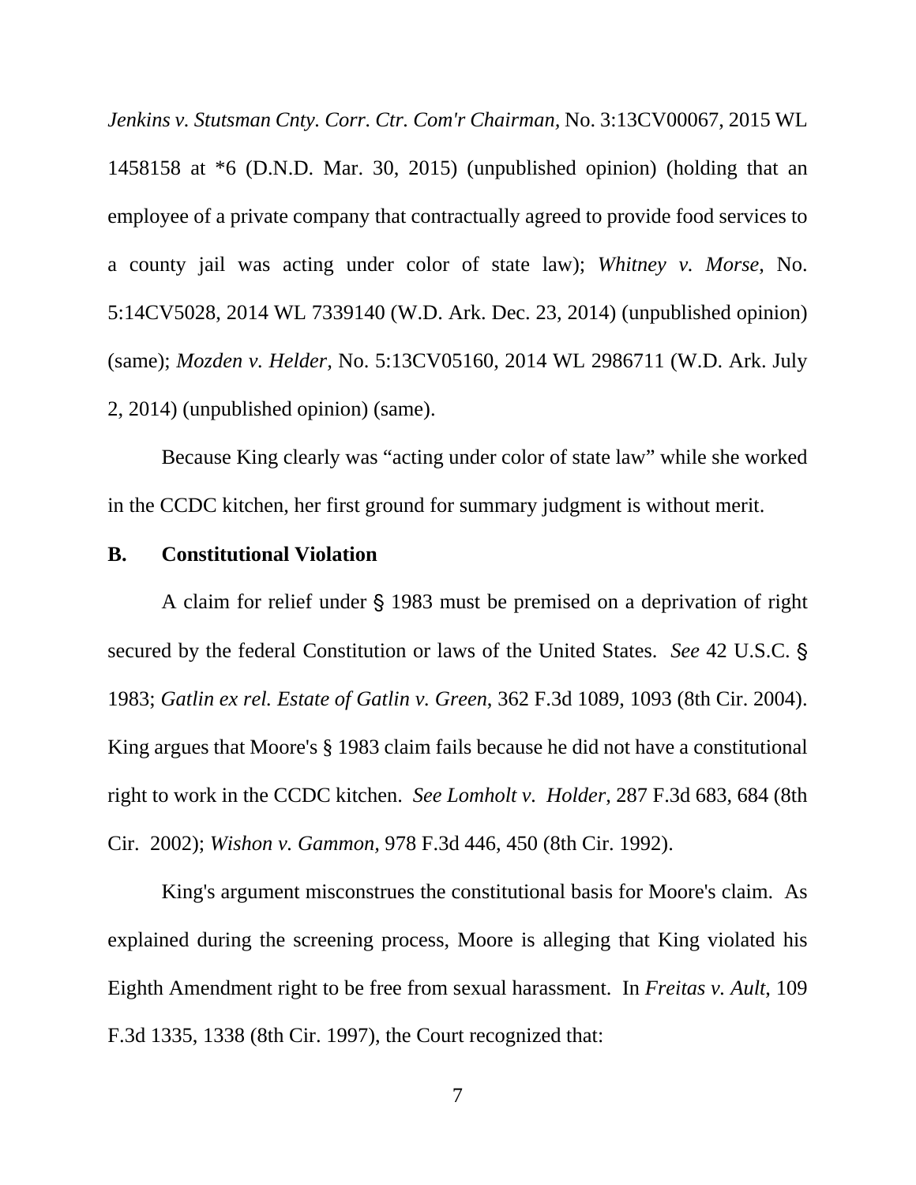*Jenkins v. Stutsman Cnty. Corr. Ctr. Com'r Chairman,* No. 3:13CV00067, 2015 WL 1458158 at *6 (D.N.D. Mar. 30, 2015) (unpublished opinion) (holding that an employee of a private company that contractually agreed to provide food services to a county jail was acting under color of state law); *Whitney v. Morse,* No. 5:14CV5028, 2014 WL 7339140 (W.D. Ark. Dec. 23, 2014) (unpublished opinion) (same); *Mozden v. Helder,* No. 5:13CV05160, 2014 WL 2986711 (W.D. Ark. July 2, 2014) (unpublished opinion) (same).

Because King clearly was "acting under color of state law" while she worked in the CCDC kitchen, her first ground for summary judgment is without merit.

**B. Constitutional Violation**

A claim for relief under § 1983 must be premised on a deprivation of right secured by the federal Constitution or laws of the United States. *See* 42 U.S.C. § 1983; *Gatlin ex rel. Estate of Gatlin v. Green*, 362 F.3d 1089, 1093 (8th Cir. 2004). King argues that Moore's § 1983 claim fails because he did not have a constitutional right to work in the CCDC kitchen. *See Lomholt v. Holder,* 287 F.3d 683, 684 (8th Cir. 2002); *Wishon v. Gammon,* 978 F.3d 446, 450 (8th Cir. 1992).

King's argument misconstrues the constitutional basis for Moore's claim. As explained during the screening process, Moore is alleging that King violated his Eighth Amendment right to be free from sexual harassment. In *Freitas v. Ault,* 109 F.3d 1335, 1338 (8th Cir. 1997), the Court recognized that: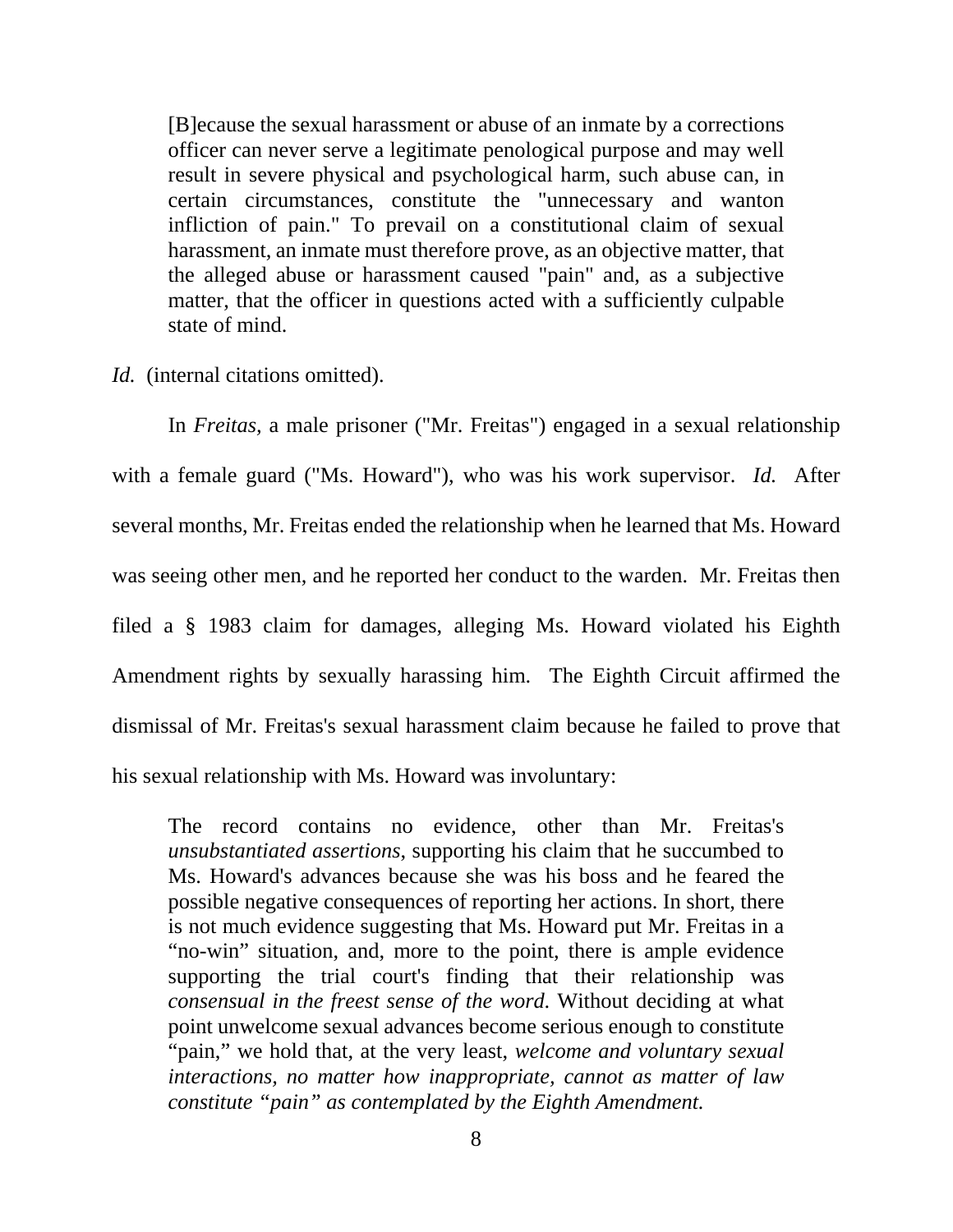> [B]ecause the sexual harassment or abuse of an inmate by a corrections officer can never serve a legitimate penological purpose and may well result in severe physical and psychological harm, such abuse can, in certain circumstances, constitute the "unnecessary and wanton infliction of pain." To prevail on a constitutional claim of sexual harassment, an inmate must therefore prove, as an objective matter, that the alleged abuse or harassment caused "pain" and, as a subjective matter, that the officer in questions acted with a sufficiently culpable state of mind.

*Id.* (internal citations omitted).

In *Freitas*, a male prisoner ("Mr. Freitas") engaged in a sexual relationship with a female guard ("Ms. Howard"), who was his work supervisor. *Id.* After several months, Mr. Freitas ended the relationship when he learned that Ms. Howard was seeing other men, and he reported her conduct to the warden. Mr. Freitas then filed a § 1983 claim for damages, alleging Ms. Howard violated his Eighth Amendment rights by sexually harassing him. The Eighth Circuit affirmed the dismissal of Mr. Freitas's sexual harassment claim because he failed to prove that his sexual relationship with Ms. Howard was involuntary:

> The record contains no evidence, other than Mr. Freitas's *unsubstantiated assertions*, supporting his claim that he succumbed to Ms. Howard's advances because she was his boss and he feared the possible negative consequences of reporting her actions. In short, there is not much evidence suggesting that Ms. Howard put Mr. Freitas in a "no-win" situation, and, more to the point, there is ample evidence supporting the trial court's finding that their relationship was *consensual in the freest sense of the word*. Without deciding at what point unwelcome sexual advances become serious enough to constitute "pain," we hold that, at the very least, *welcome and voluntary sexual interactions, no matter how inappropriate, cannot as matter of law constitute "pain" as contemplated by the Eighth Amendment.*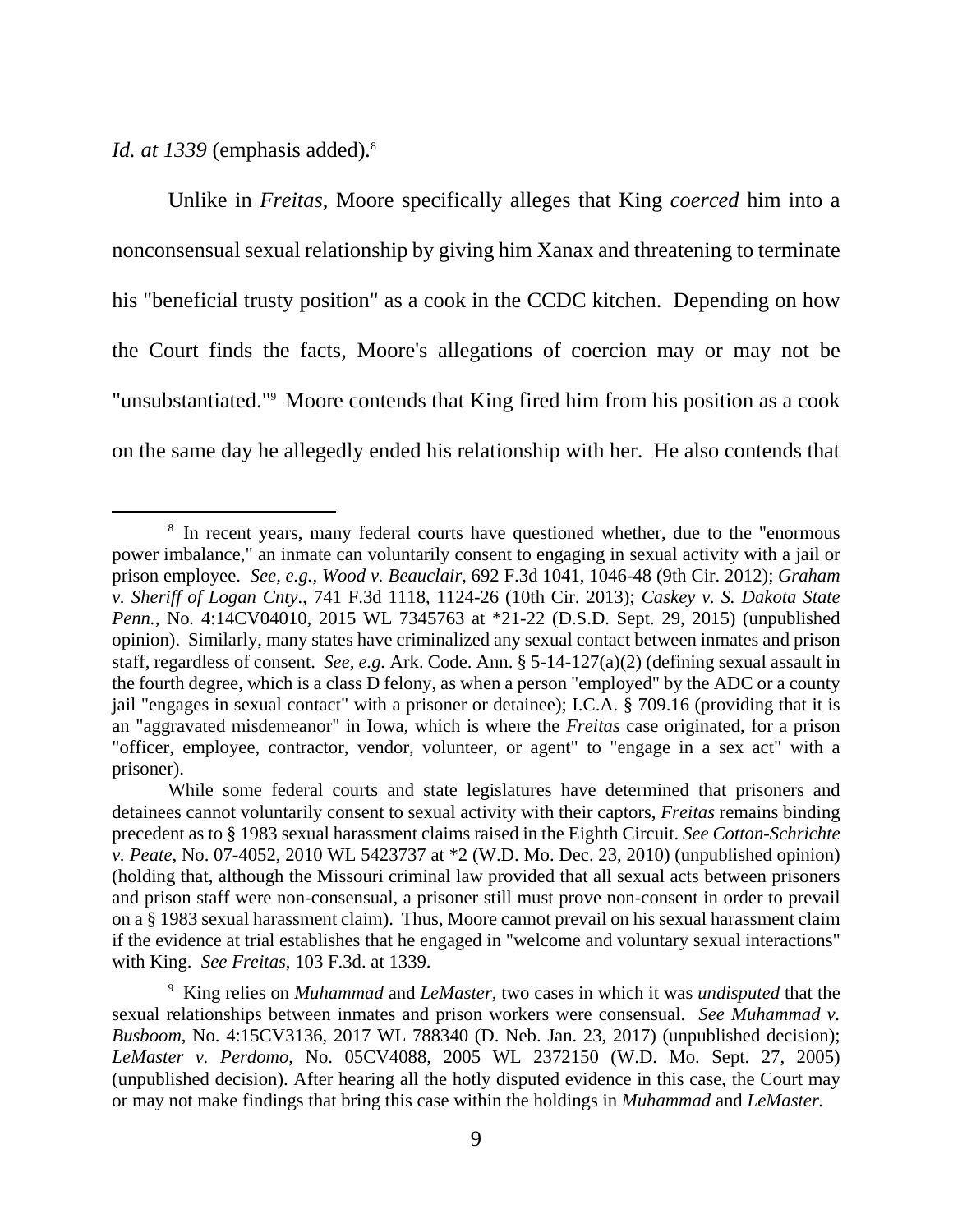*Id. at 1339* (emphasis added).[8]

Unlike in *Freitas*, Moore specifically alleges that King *coerced* him into a nonconsensual sexual relationship by giving him Xanax and threatening to terminate his "beneficial trusty position" as a cook in the CCDC kitchen. Depending on how the Court finds the facts, Moore's allegations of coercion may or may not be "unsubstantiated."[9] Moore contends that King fired him from his position as a cook on the same day he allegedly ended his relationship with her. He also contends that

---

[8] In recent years, many federal courts have questioned whether, due to the "enormous power imbalance," an inmate can voluntarily consent to engaging in sexual activity with a jail or prison employee. *See, e.g., Wood v. Beauclair,* 692 F.3d 1041, 1046-48 (9th Cir. 2012); *Graham v. Sheriff of Logan Cnty*., 741 F.3d 1118, 1124-26 (10th Cir. 2013); *Caskey v. S. Dakota State Penn.,* No. 4:14CV04010, 2015 WL 7345763 at *21-22 (D.S.D. Sept. 29, 2015) (unpublished opinion). Similarly, many states have criminalized any sexual contact between inmates and prison staff, regardless of consent. *See, e.g.* Ark. Code. Ann. § 5-14-127(a)(2) (defining sexual assault in the fourth degree, which is a class D felony, as when a person "employed" by the ADC or a county jail "engages in sexual contact" with a prisoner or detainee); I.C.A. § 709.16 (providing that it is an "aggravated misdemeanor" in Iowa, which is where the *Freitas* case originated, for a prison "officer, employee, contractor, vendor, volunteer, or agent" to "engage in a sex act" with a prisoner).

While some federal courts and state legislatures have determined that prisoners and detainees cannot voluntarily consent to sexual activity with their captors, *Freitas* remains binding precedent as to § 1983 sexual harassment claims raised in the Eighth Circuit. *See Cotton-Schrichte v. Peate*, No. 07-4052, 2010 WL 5423737 at *2 (W.D. Mo. Dec. 23, 2010) (unpublished opinion) (holding that, although the Missouri criminal law provided that all sexual acts between prisoners and prison staff were non-consensual, a prisoner still must prove non-consent in order to prevail on a § 1983 sexual harassment claim). Thus, Moore cannot prevail on his sexual harassment claim if the evidence at trial establishes that he engaged in "welcome and voluntary sexual interactions" with King. *See Freitas*, 103 F.3d. at 1339.

[9] King relies on *Muhammad* and *LeMaster,* two cases in which it was *undisputed* that the sexual relationships between inmates and prison workers were consensual. *See Muhammad v. Busboom*, No. 4:15CV3136, 2017 WL 788340 (D. Neb. Jan. 23, 2017) (unpublished decision); *LeMaster v. Perdomo*, No. 05CV4088, 2005 WL 2372150 (W.D. Mo. Sept. 27, 2005) (unpublished decision). After hearing all the hotly disputed evidence in this case, the Court may or may not make findings that bring this case within the holdings in *Muhammad* and *LeMaster.*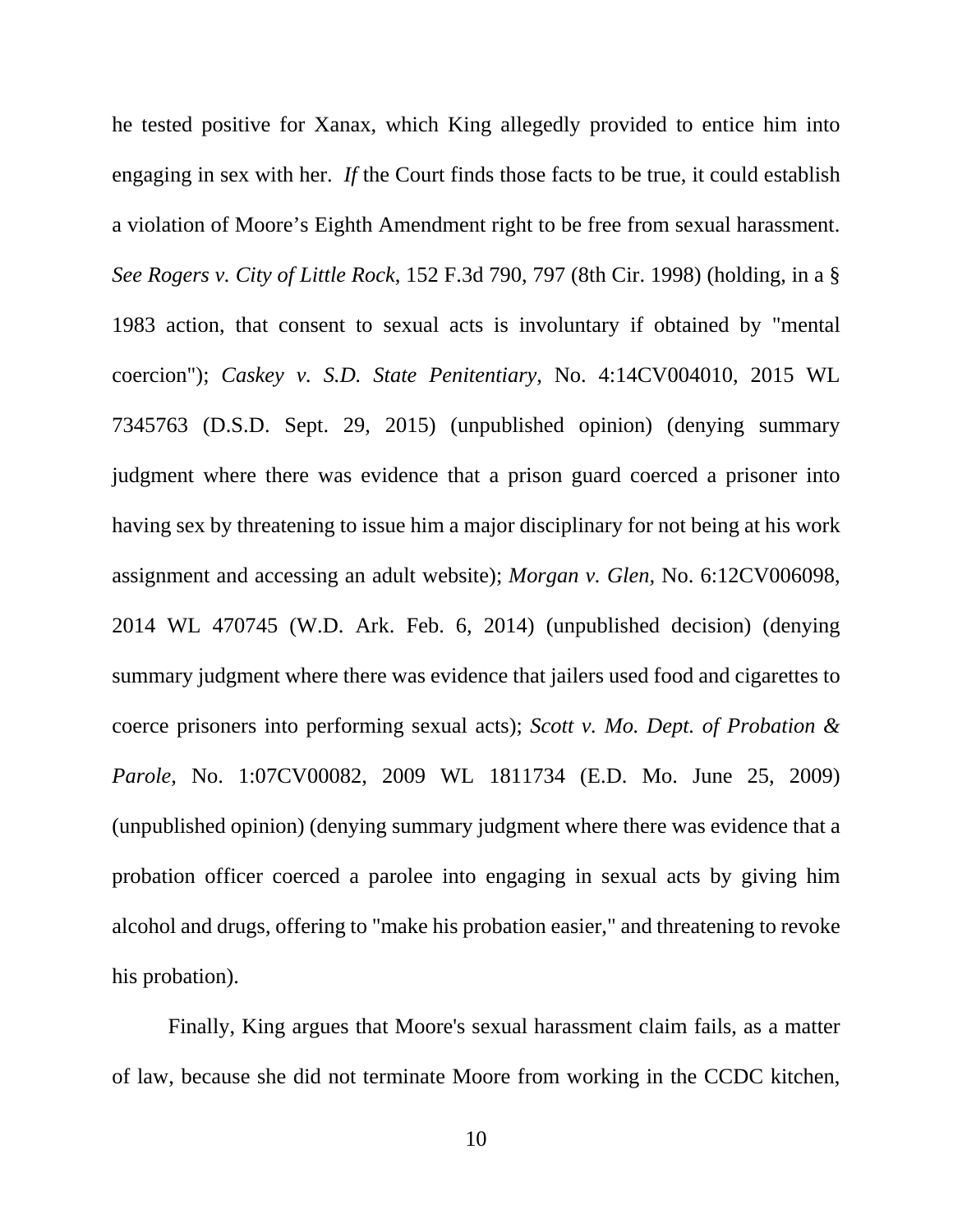he tested positive for Xanax, which King allegedly provided to entice him into engaging in sex with her. *If* the Court finds those facts to be true, it could establish a violation of Moore's Eighth Amendment right to be free from sexual harassment. *See Rogers v. City of Little Rock*, 152 F.3d 790, 797 (8th Cir. 1998) (holding, in a § 1983 action, that consent to sexual acts is involuntary if obtained by "mental coercion"); *Caskey v. S.D. State Penitentiary*, No. 4:14CV004010, 2015 WL 7345763 (D.S.D. Sept. 29, 2015) (unpublished opinion) (denying summary judgment where there was evidence that a prison guard coerced a prisoner into having sex by threatening to issue him a major disciplinary for not being at his work assignment and accessing an adult website); *Morgan v. Glen*, No. 6:12CV006098, 2014 WL 470745 (W.D. Ark. Feb. 6, 2014) (unpublished decision) (denying summary judgment where there was evidence that jailers used food and cigarettes to coerce prisoners into performing sexual acts); *Scott v. Mo. Dept. of Probation & Parole*, No. 1:07CV00082, 2009 WL 1811734 (E.D. Mo. June 25, 2009) (unpublished opinion) (denying summary judgment where there was evidence that a probation officer coerced a parolee into engaging in sexual acts by giving him alcohol and drugs, offering to "make his probation easier," and threatening to revoke his probation).

Finally, King argues that Moore's sexual harassment claim fails, as a matter of law, because she did not terminate Moore from working in the CCDC kitchen,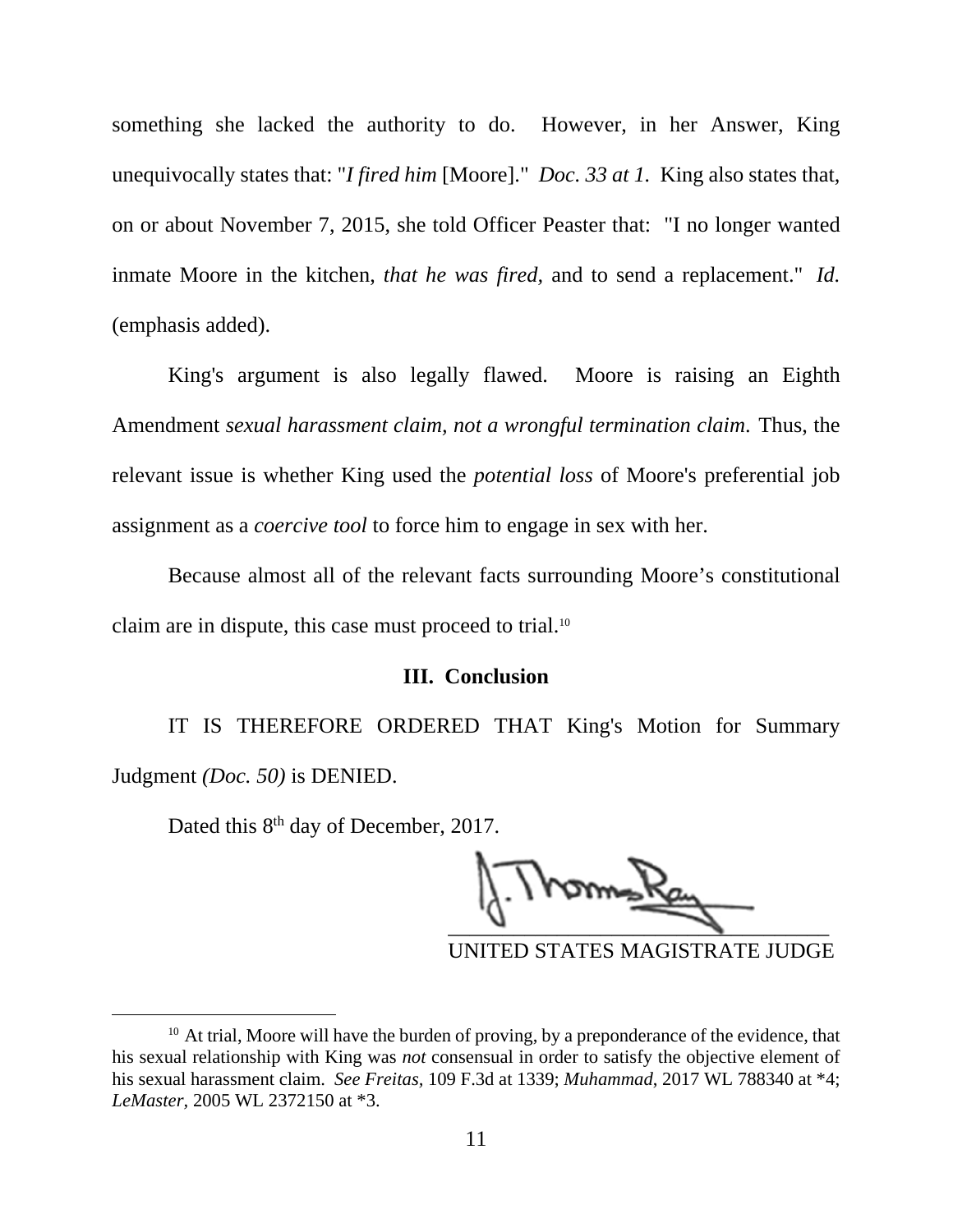something she lacked the authority to do. However, in her Answer, King unequivocally states that: "*I fired him* [Moore]." *Doc. 33 at 1*. King also states that, on or about November 7, 2015, she told Officer Peaster that: "I no longer wanted inmate Moore in the kitchen, *that he was fired,* and to send a replacement." *Id.* (emphasis added).

King's argument is also legally flawed. Moore is raising an Eighth Amendment *sexual harassment claim, not a wrongful termination claim*. Thus, the relevant issue is whether King used the *potential loss* of Moore's preferential job assignment as a *coercive tool* to force him to engage in sex with her.

Because almost all of the relevant facts surrounding Moore's constitutional claim are in dispute, this case must proceed to trial.[10]

## III. Conclusion

IT IS THEREFORE ORDERED THAT King's Motion for Summary Judgment *(Doc. 50)* is DENIED.

Dated this 8th day of December, 2017.

J. Thomas Ray
UNITED STATES MAGISTRATE JUDGE

---

[10] At trial, Moore will have the burden of proving, by a preponderance of the evidence, that his sexual relationship with King was *not* consensual in order to satisfy the objective element of his sexual harassment claim. *See Freitas*, 109 F.3d at 1339; *Muhammad*, 2017 WL 788340 at *4; *LeMaster*, 2005 WL 2372150 at *3.